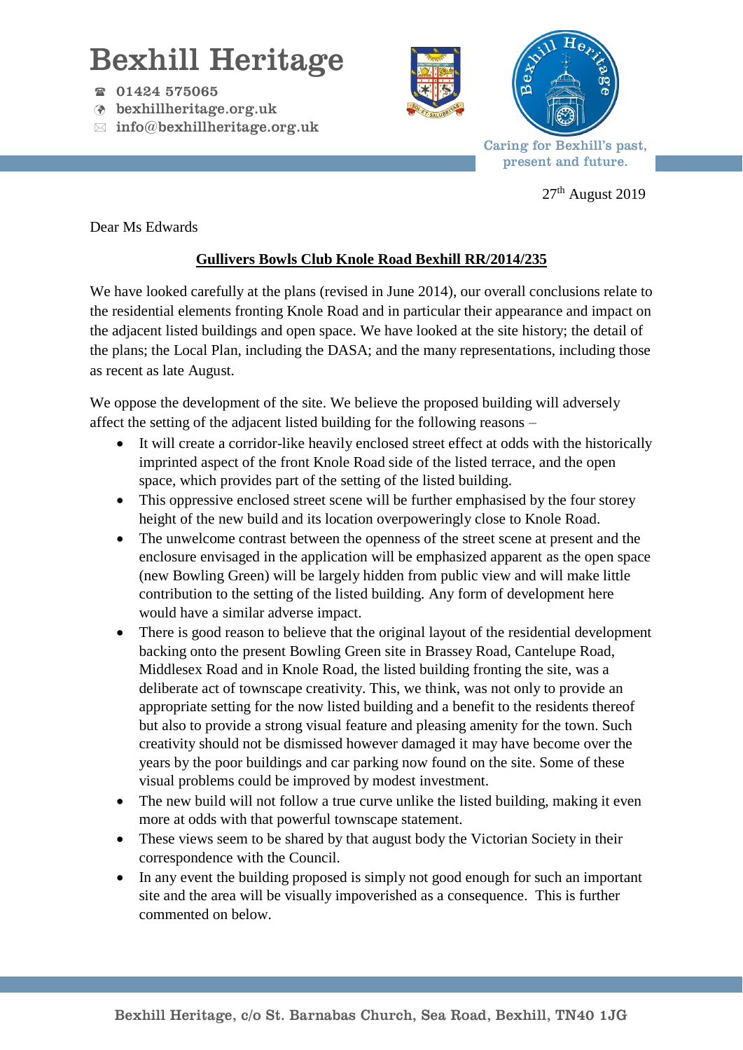# Bexhill Heritage

01424 575065

bexhillheritage.org.uk

info@bexhillheritage.org.uk

Caring for Bexhill's past, present and future.

27th August 2019

Dear Ms Edwards

**Gullivers Bowls Club Knole Road Bexhill RR/2014/235**

We have looked carefully at the plans (revised in June 2014), our overall conclusions relate to the residential elements fronting Knole Road and in particular their appearance and impact on the adjacent listed buildings and open space. We have looked at the site history; the detail of the plans; the Local Plan, including the DASA; and the many representations, including those as recent as late August.

We oppose the development of the site. We believe the proposed building will adversely affect the setting of the adjacent listed building for the following reasons –

- It will create a corridor-like heavily enclosed street effect at odds with the historically imprinted aspect of the front Knole Road side of the listed terrace, and the open space, which provides part of the setting of the listed building.
- This oppressive enclosed street scene will be further emphasised by the four storey height of the new build and its location overpoweringly close to Knole Road.
- The unwelcome contrast between the openness of the street scene at present and the enclosure envisaged in the application will be emphasized apparent as the open space (new Bowling Green) will be largely hidden from public view and will make little contribution to the setting of the listed building. Any form of development here would have a similar adverse impact.
- There is good reason to believe that the original layout of the residential development backing onto the present Bowling Green site in Brassey Road, Cantelupe Road, Middlesex Road and in Knole Road, the listed building fronting the site, was a deliberate act of townscape creativity. This, we think, was not only to provide an appropriate setting for the now listed building and a benefit to the residents thereof but also to provide a strong visual feature and pleasing amenity for the town. Such creativity should not be dismissed however damaged it may have become over the years by the poor buildings and car parking now found on the site. Some of these visual problems could be improved by modest investment.
- The new build will not follow a true curve unlike the listed building, making it even more at odds with that powerful townscape statement.
- These views seem to be shared by that august body the Victorian Society in their correspondence with the Council.
- In any event the building proposed is simply not good enough for such an important site and the area will be visually impoverished as a consequence. This is further commented on below.

Bexhill Heritage, c/o St. Barnabas Church, Sea Road, Bexhill, TN40 1JG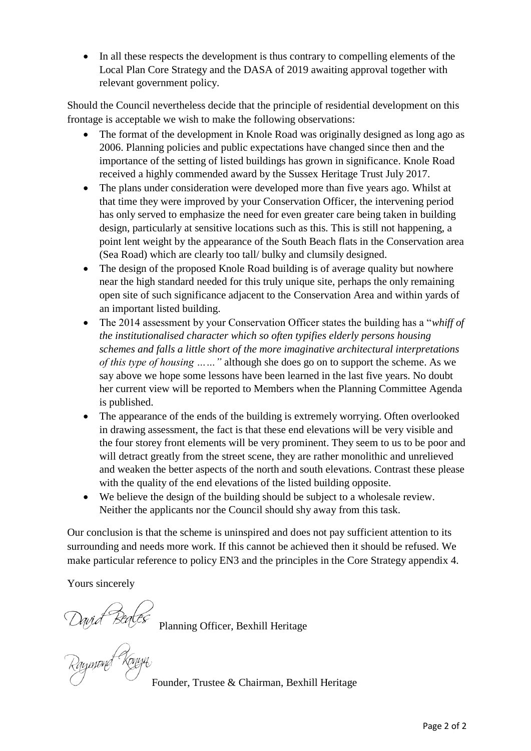- In all these respects the development is thus contrary to compelling elements of the Local Plan Core Strategy and the DASA of 2019 awaiting approval together with relevant government policy.

Should the Council nevertheless decide that the principle of residential development on this frontage is acceptable we wish to make the following observations:

- The format of the development in Knole Road was originally designed as long ago as 2006. Planning policies and public expectations have changed since then and the importance of the setting of listed buildings has grown in significance. Knole Road received a highly commended award by the Sussex Heritage Trust July 2017.
- The plans under consideration were developed more than five years ago. Whilst at that time they were improved by your Conservation Officer, the intervening period has only served to emphasize the need for even greater care being taken in building design, particularly at sensitive locations such as this. This is still not happening, a point lent weight by the appearance of the South Beach flats in the Conservation area (Sea Road) which are clearly too tall/ bulky and clumsily designed.
- The design of the proposed Knole Road building is of average quality but nowhere near the high standard needed for this truly unique site, perhaps the only remaining open site of such significance adjacent to the Conservation Area and within yards of an important listed building.
- The 2014 assessment by your Conservation Officer states the building has a "*whiff of the institutionalised character which so often typifies elderly persons housing schemes and falls a little short of the more imaginative architectural interpretations of this type of housing ……"* although she does go on to support the scheme. As we say above we hope some lessons have been learned in the last five years. No doubt her current view will be reported to Members when the Planning Committee Agenda is published.
- The appearance of the ends of the building is extremely worrying. Often overlooked in drawing assessment, the fact is that these end elevations will be very visible and the four storey front elements will be very prominent. They seem to us to be poor and will detract greatly from the street scene, they are rather monolithic and unrelieved and weaken the better aspects of the north and south elevations. Contrast these please with the quality of the end elevations of the listed building opposite.
- We believe the design of the building should be subject to a wholesale review. Neither the applicants nor the Council should shy away from this task.

Our conclusion is that the scheme is uninspired and does not pay sufficient attention to its surrounding and needs more work. If this cannot be achieved then it should be refused. We make particular reference to policy EN3 and the principles in the Core Strategy appendix 4.

Yours sincerely

David Beales Planning Officer, Bexhill Heritage

Raymond Konyn Founder, Trustee & Chairman, Bexhill Heritage